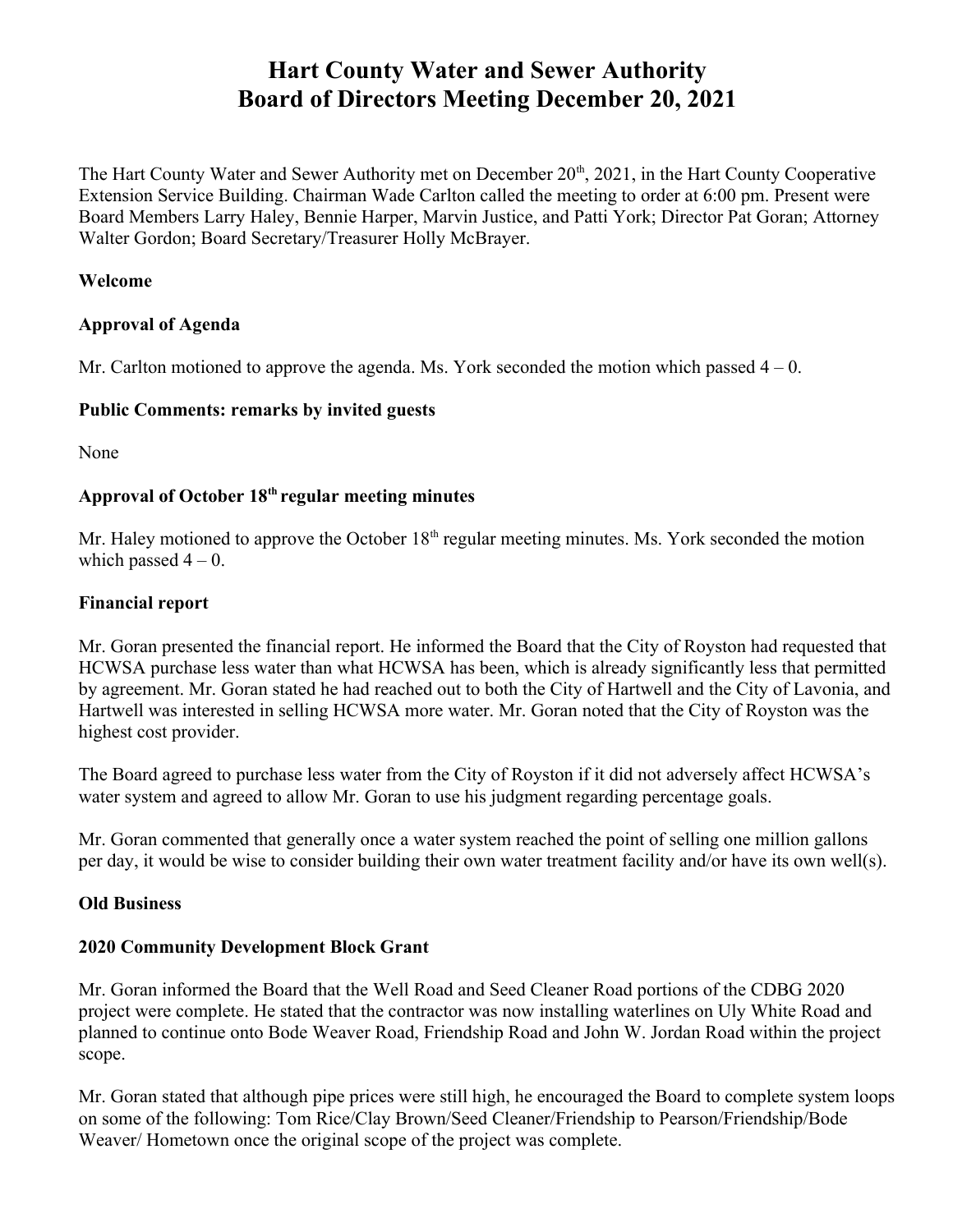# Hart County Water and Sewer Authority
# Board of Directors Meeting December 20, 2021

The Hart County Water and Sewer Authority met on December 20th, 2021, in the Hart County Cooperative Extension Service Building. Chairman Wade Carlton called the meeting to order at 6:00 pm. Present were Board Members Larry Haley, Bennie Harper, Marvin Justice, and Patti York; Director Pat Goran; Attorney Walter Gordon; Board Secretary/Treasurer Holly McBrayer.

**Welcome**

**Approval of Agenda**

Mr. Carlton motioned to approve the agenda. Ms. York seconded the motion which passed 4 – 0.

**Public Comments: remarks by invited guests**

None

**Approval of October 18th regular meeting minutes**

Mr. Haley motioned to approve the October 18th regular meeting minutes. Ms. York seconded the motion which passed 4 – 0.

**Financial report**

Mr. Goran presented the financial report. He informed the Board that the City of Royston had requested that HCWSA purchase less water than what HCWSA has been, which is already significantly less that permitted by agreement. Mr. Goran stated he had reached out to both the City of Hartwell and the City of Lavonia, and Hartwell was interested in selling HCWSA more water. Mr. Goran noted that the City of Royston was the highest cost provider.

The Board agreed to purchase less water from the City of Royston if it did not adversely affect HCWSA's water system and agreed to allow Mr. Goran to use his judgment regarding percentage goals.

Mr. Goran commented that generally once a water system reached the point of selling one million gallons per day, it would be wise to consider building their own water treatment facility and/or have its own well(s).

**Old Business**

**2020 Community Development Block Grant**

Mr. Goran informed the Board that the Well Road and Seed Cleaner Road portions of the CDBG 2020 project were complete. He stated that the contractor was now installing waterlines on Uly White Road and planned to continue onto Bode Weaver Road, Friendship Road and John W. Jordan Road within the project scope.

Mr. Goran stated that although pipe prices were still high, he encouraged the Board to complete system loops on some of the following: Tom Rice/Clay Brown/Seed Cleaner/Friendship to Pearson/Friendship/Bode Weaver/ Hometown once the original scope of the project was complete.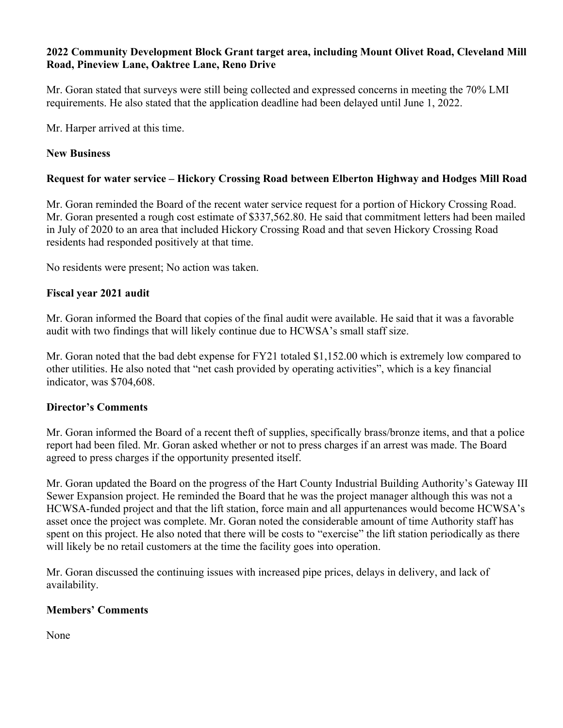**2022 Community Development Block Grant target area, including Mount Olivet Road, Cleveland Mill Road, Pineview Lane, Oaktree Lane, Reno Drive**

Mr. Goran stated that surveys were still being collected and expressed concerns in meeting the 70% LMI requirements. He also stated that the application deadline had been delayed until June 1, 2022.

Mr. Harper arrived at this time.

**New Business**

**Request for water service – Hickory Crossing Road between Elberton Highway and Hodges Mill Road**

Mr. Goran reminded the Board of the recent water service request for a portion of Hickory Crossing Road. Mr. Goran presented a rough cost estimate of $337,562.80. He said that commitment letters had been mailed in July of 2020 to an area that included Hickory Crossing Road and that seven Hickory Crossing Road residents had responded positively at that time.

No residents were present; No action was taken.

**Fiscal year 2021 audit**

Mr. Goran informed the Board that copies of the final audit were available. He said that it was a favorable audit with two findings that will likely continue due to HCWSA's small staff size.

Mr. Goran noted that the bad debt expense for FY21 totaled $1,152.00 which is extremely low compared to other utilities. He also noted that "net cash provided by operating activities", which is a key financial indicator, was $704,608.

**Director's Comments**

Mr. Goran informed the Board of a recent theft of supplies, specifically brass/bronze items, and that a police report had been filed. Mr. Goran asked whether or not to press charges if an arrest was made. The Board agreed to press charges if the opportunity presented itself.

Mr. Goran updated the Board on the progress of the Hart County Industrial Building Authority's Gateway III Sewer Expansion project. He reminded the Board that he was the project manager although this was not a HCWSA-funded project and that the lift station, force main and all appurtenances would become HCWSA's asset once the project was complete. Mr. Goran noted the considerable amount of time Authority staff has spent on this project. He also noted that there will be costs to "exercise" the lift station periodically as there will likely be no retail customers at the time the facility goes into operation.

Mr. Goran discussed the continuing issues with increased pipe prices, delays in delivery, and lack of availability.

**Members' Comments**

None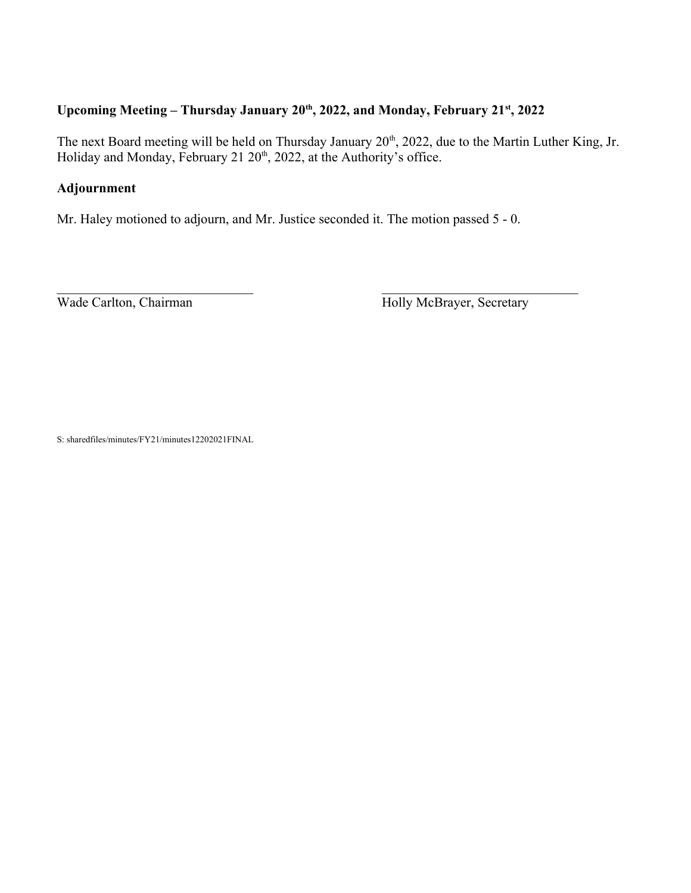### Upcoming Meeting – Thursday January 20th, 2022, and Monday, February 21st, 2022

The next Board meeting will be held on Thursday January 20th, 2022, due to the Martin Luther King, Jr. Holiday and Monday, February 21 20th, 2022, at the Authority's office.

### Adjournment

Mr. Haley motioned to adjourn, and Mr. Justice seconded it. The motion passed 5 - 0.

| | |
|---|---|
| _______________________________ | _______________________________ |
| Wade Carlton, Chairman | Holly McBrayer, Secretary |

S: sharedfiles/minutes/FY21/minutes12202021FINAL